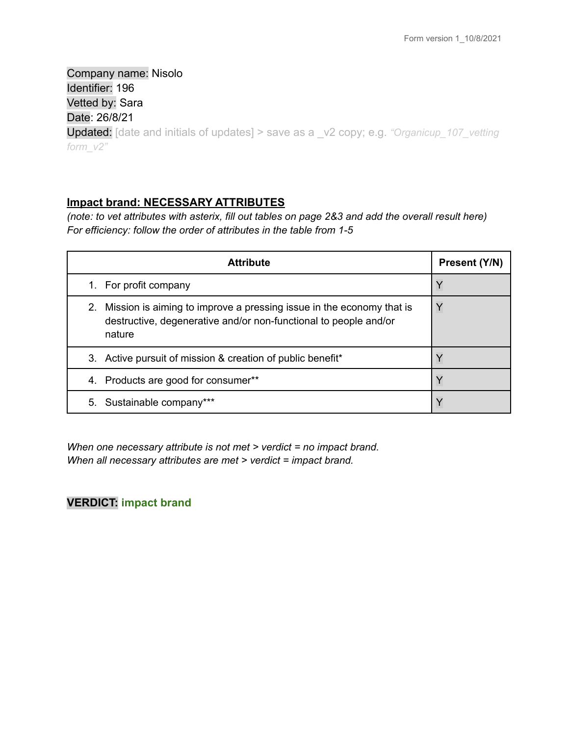Company name: Nisolo
Identifier: 196
Vetted by: Sara
Date: 26/8/21
Updated: [date and initials of updates] > save as a _v2 copy; e.g. *"Organicup_107_vetting form_v2"*

## Impact brand: NECESSARY ATTRIBUTES

*(note: to vet attributes with asterix, fill out tables on page 2&3 and add the overall result here)*
*For efficiency: follow the order of attributes in the table from 1-5*

| Attribute | Present (Y/N) |
| --- | --- |
| 1. For profit company | Y |
| 2. Mission is aiming to improve a pressing issue in the economy that is destructive, degenerative and/or non-functional to people and/or nature | Y |
| 3. Active pursuit of mission & creation of public benefit* | Y |
| 4. Products are good for consumer** | Y |
| 5. Sustainable company*** | Y |

*When one necessary attribute is not met > verdict = no impact brand.*
*When all necessary attributes are met > verdict = impact brand.*

**VERDICT: impact brand**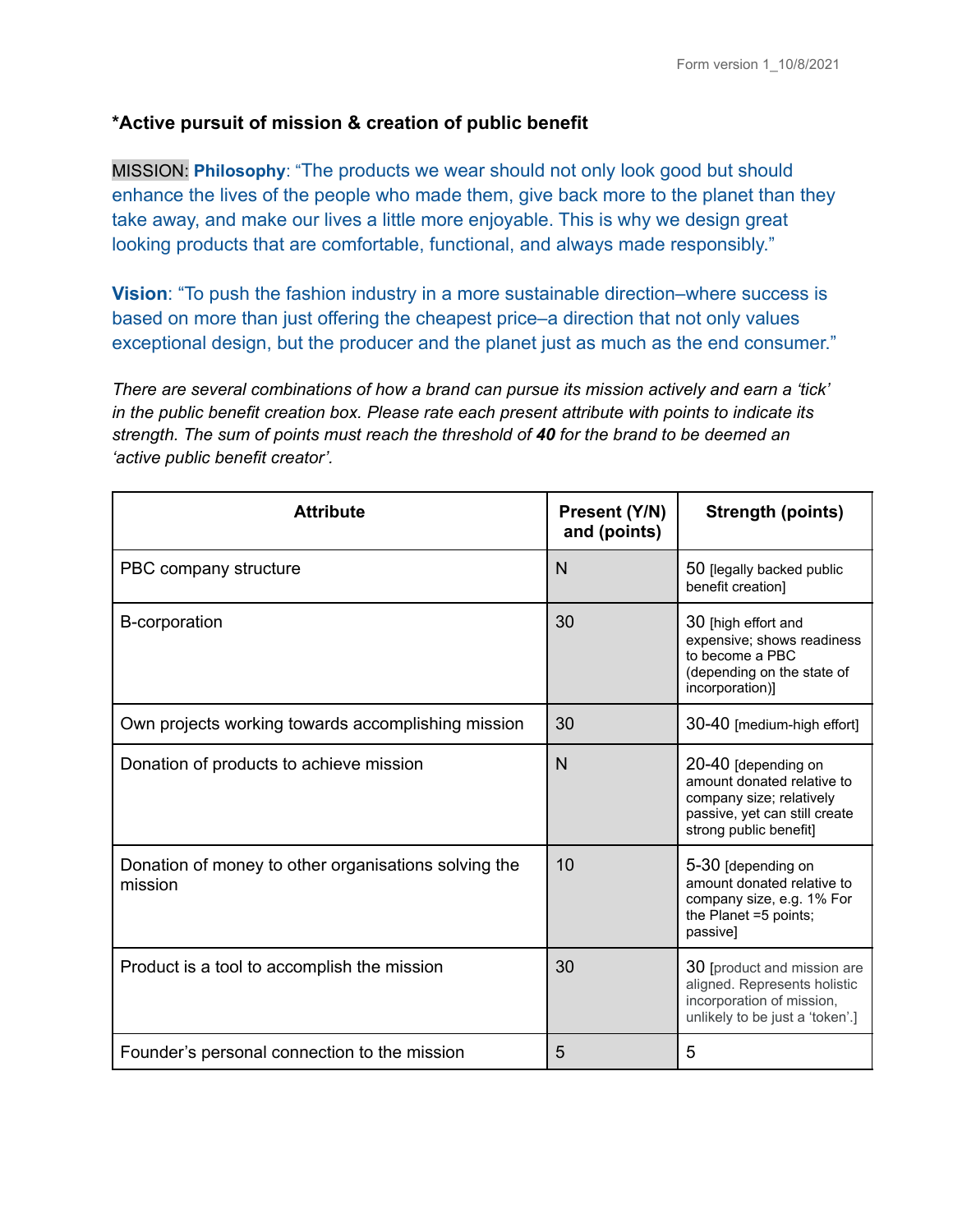**\*Active pursuit of mission & creation of public benefit**

MISSION: **Philosophy**: "The products we wear should not only look good but should enhance the lives of the people who made them, give back more to the planet than they take away, and make our lives a little more enjoyable. This is why we design great looking products that are comfortable, functional, and always made responsibly."

**Vision**: "To push the fashion industry in a more sustainable direction–where success is based on more than just offering the cheapest price–a direction that not only values exceptional design, but the producer and the planet just as much as the end consumer."

*There are several combinations of how a brand can pursue its mission actively and earn a 'tick' in the public benefit creation box. Please rate each present attribute with points to indicate its strength. The sum of points must reach the threshold of **40** for the brand to be deemed an 'active public benefit creator'.*

| Attribute | Present (Y/N) and (points) | Strength (points) |
|---|---|---|
| PBC company structure | N | 50 [legally backed public benefit creation] |
| B-corporation | 30 | 30 [high effort and expensive; shows readiness to become a PBC (depending on the state of incorporation)] |
| Own projects working towards accomplishing mission | 30 | 30-40 [medium-high effort] |
| Donation of products to achieve mission | N | 20-40 [depending on amount donated relative to company size; relatively passive, yet can still create strong public benefit] |
| Donation of money to other organisations solving the mission | 10 | 5-30 [depending on amount donated relative to company size, e.g. 1% For the Planet =5 points; passive] |
| Product is a tool to accomplish the mission | 30 | 30 [product and mission are aligned. Represents holistic incorporation of mission, unlikely to be just a 'token'.] |
| Founder's personal connection to the mission | 5 | 5 |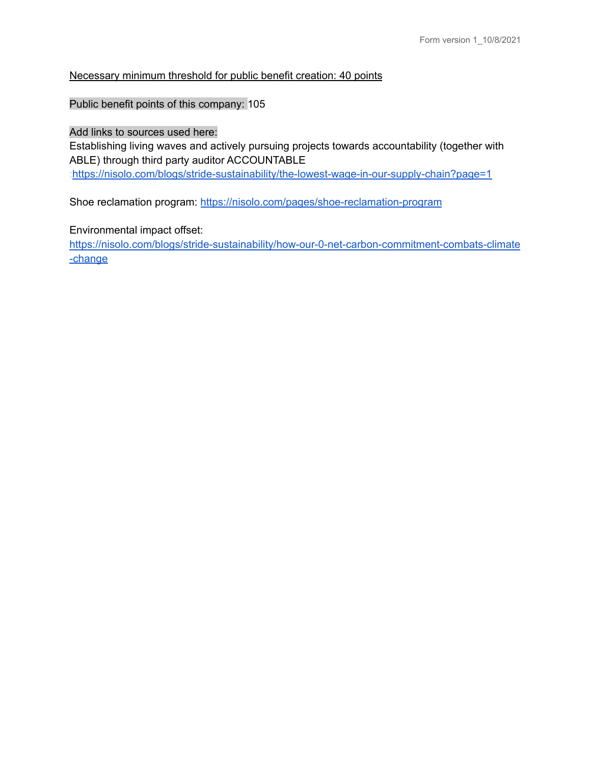Necessary minimum threshold for public benefit creation: 40 points

Public benefit points of this company: 105

Add links to sources used here:

Establishing living waves and actively pursuing projects towards accountability (together with ABLE) through third party auditor ACCOUNTABLE :https://nisolo.com/blogs/stride-sustainability/the-lowest-wage-in-our-supply-chain?page=1

Shoe reclamation program: https://nisolo.com/pages/shoe-reclamation-program

Environmental impact offset: https://nisolo.com/blogs/stride-sustainability/how-our-0-net-carbon-commitment-combats-climate-change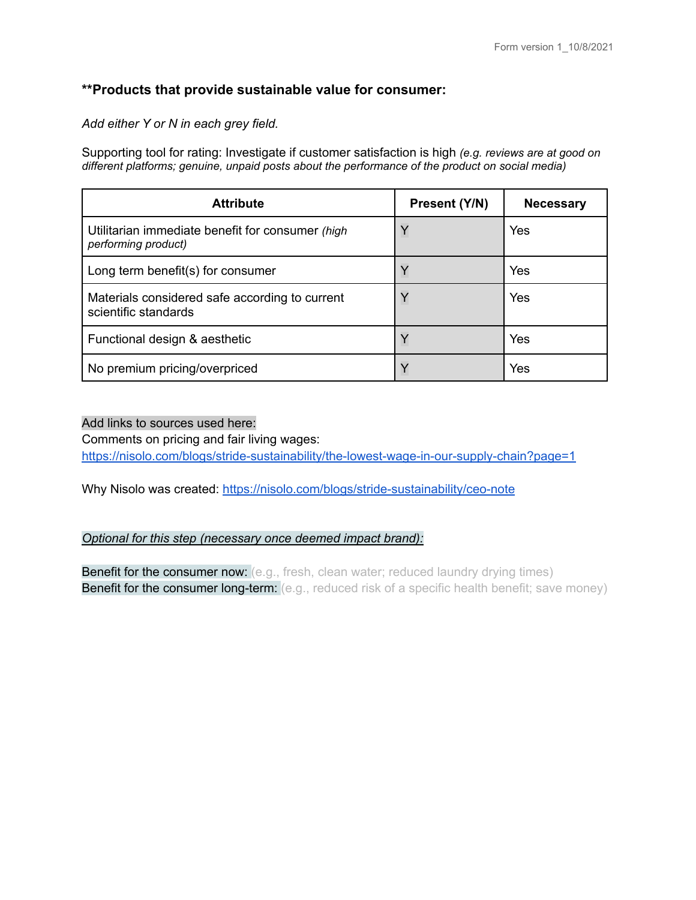**Products that provide sustainable value for consumer:**

*Add either Y or N in each grey field.*

Supporting tool for rating: Investigate if customer satisfaction is high *(e.g. reviews are at good on different platforms; genuine, unpaid posts about the performance of the product on social media)*

| Attribute | Present (Y/N) | Necessary |
|---|---|---|
| Utilitarian immediate benefit for consumer *(high performing product)* | Y | Yes |
| Long term benefit(s) for consumer | Y | Yes |
| Materials considered safe according to current scientific standards | Y | Yes |
| Functional design & aesthetic | Y | Yes |
| No premium pricing/overpriced | Y | Yes |

Add links to sources used here:
Comments on pricing and fair living wages:
https://nisolo.com/blogs/stride-sustainability/the-lowest-wage-in-our-supply-chain?page=1

Why Nisolo was created: https://nisolo.com/blogs/stride-sustainability/ceo-note

*Optional for this step (necessary once deemed impact brand):*

Benefit for the consumer now: (e.g., fresh, clean water; reduced laundry drying times)
Benefit for the consumer long-term: (e.g., reduced risk of a specific health benefit; save money)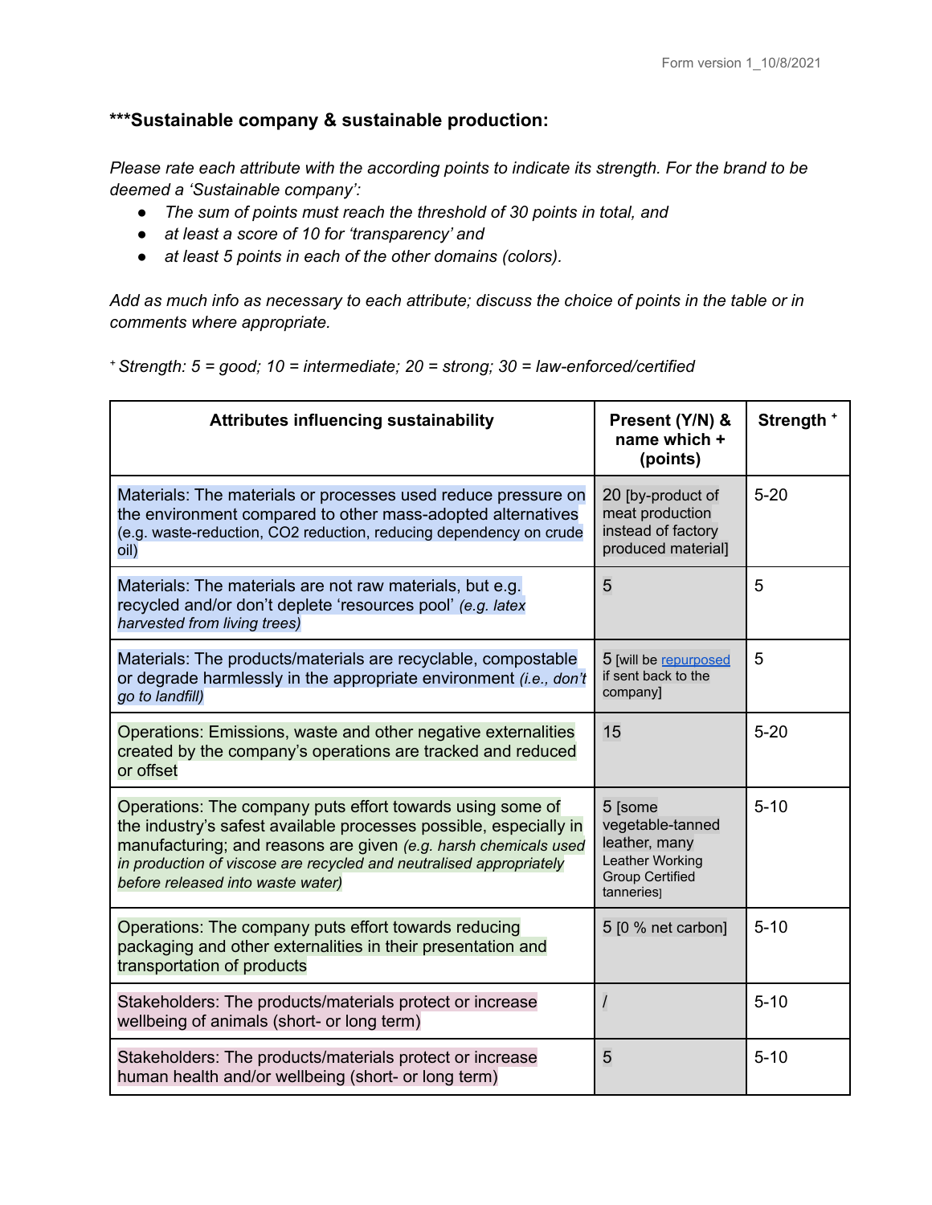### ***Sustainable company & sustainable production:

*Please rate each attribute with the according points to indicate its strength. For the brand to be deemed a 'Sustainable company':*

- *The sum of points must reach the threshold of 30 points in total, and*
- *at least a score of 10 for 'transparency' and*
- *at least 5 points in each of the other domains (colors).*

*Add as much info as necessary to each attribute; discuss the choice of points in the table or in comments where appropriate.*

[+] *Strength: 5 = good; 10 = intermediate; 20 = strong; 30 = law-enforced/certified*

| Attributes influencing sustainability | Present (Y/N) & name which + (points) | Strength [+] |
|---|---|---|
| Materials: The materials or processes used reduce pressure on the environment compared to other mass-adopted alternatives (e.g. waste-reduction, CO2 reduction, reducing dependency on crude oil) | 20 [by-product of meat production instead of factory produced material] | 5-20 |
| Materials: The materials are not raw materials, but e.g. recycled and/or don't deplete 'resources pool' *(e.g. latex harvested from living trees)* | 5 | 5 |
| Materials: The products/materials are recyclable, compostable or degrade harmlessly in the appropriate environment *(i.e., don't go to landfill)* | 5 [will be repurposed if sent back to the company] | 5 |
| Operations: Emissions, waste and other negative externalities created by the company's operations are tracked and reduced or offset | 15 | 5-20 |
| Operations: The company puts effort towards using some of the industry's safest available processes possible, especially in manufacturing; and reasons are given *(e.g. harsh chemicals used in production of viscose are recycled and neutralised appropriately before released into waste water)* | 5 [some vegetable-tanned leather, many Leather Working Group Certified tanneries] | 5-10 |
| Operations: The company puts effort towards reducing packaging and other externalities in their presentation and transportation of products | 5 [0 % net carbon] | 5-10 |
| Stakeholders: The products/materials protect or increase wellbeing of animals (short- or long term) | / | 5-10 |
| Stakeholders: The products/materials protect or increase human health and/or wellbeing (short- or long term) | 5 | 5-10 |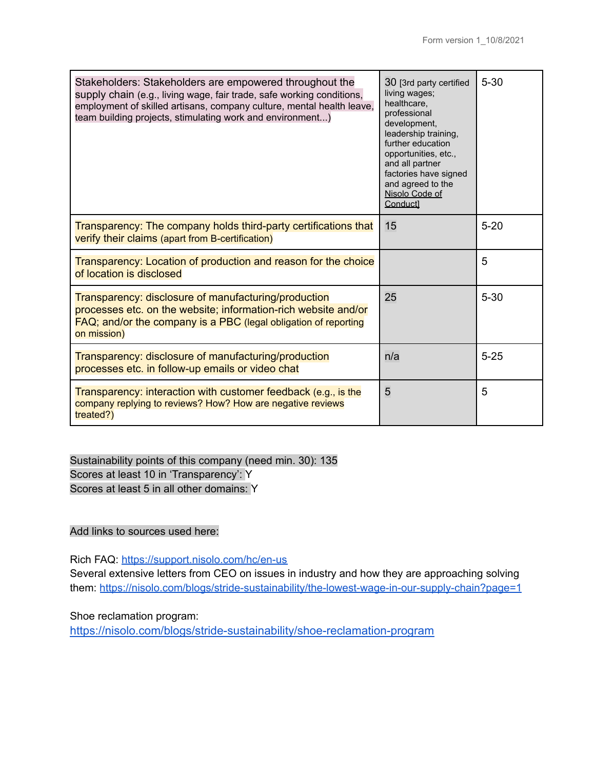| | | |
|---|---|---|
| Stakeholders: Stakeholders are empowered throughout the supply chain (e.g., living wage, fair trade, safe working conditions, employment of skilled artisans, company culture, mental health leave, team building projects, stimulating work and environment...) | 30 [3rd party certified living wages; healthcare, professional development, leadership training, further education opportunities, etc., and all partner factories have signed and agreed to the Nisolo Code of Conduct] | 5-30 |
| Transparency: The company holds third-party certifications that verify their claims (apart from B-certification) | 15 | 5-20 |
| Transparency: Location of production and reason for the choice of location is disclosed | | 5 |
| Transparency: disclosure of manufacturing/production processes etc. on the website; information-rich website and/or FAQ; and/or the company is a PBC (legal obligation of reporting on mission) | 25 | 5-30 |
| Transparency: disclosure of manufacturing/production processes etc. in follow-up emails or video chat | n/a | 5-25 |
| Transparency: interaction with customer feedback (e.g., is the company replying to reviews? How? How are negative reviews treated?) | 5 | 5 |

Sustainability points of this company (need min. 30): 135
Scores at least 10 in 'Transparency': Y
Scores at least 5 in all other domains: Y

Add links to sources used here:

Rich FAQ: https://support.nisolo.com/hc/en-us
Several extensive letters from CEO on issues in industry and how they are approaching solving them: https://nisolo.com/blogs/stride-sustainability/the-lowest-wage-in-our-supply-chain?page=1

Shoe reclamation program:
https://nisolo.com/blogs/stride-sustainability/shoe-reclamation-program